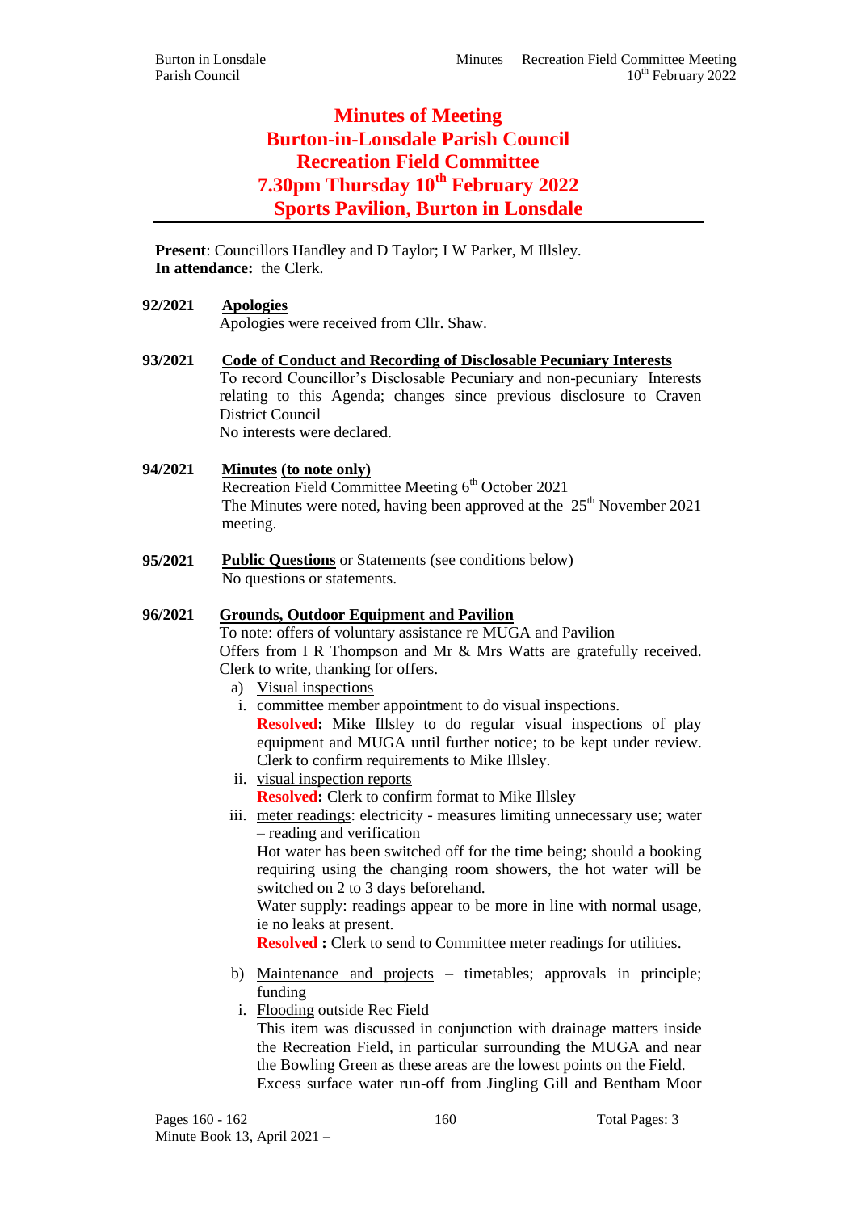# Minutes of Meeting
# Burton-in-Lonsdale Parish Council
# Recreation Field Committee
# 7.30pm Thursday 10th February 2022
# Sports Pavilion, Burton in Lonsdale

**Present**: Councillors Handley and D Taylor; I W Parker, M Illsley.
**In attendance:** the Clerk.

**92/2021** **Apologies**
Apologies were received from Cllr. Shaw.

**93/2021** **Code of Conduct and Recording of Disclosable Pecuniary Interests**
To record Councillor's Disclosable Pecuniary and non-pecuniary Interests relating to this Agenda; changes since previous disclosure to Craven District Council
No interests were declared.

**94/2021** **Minutes (to note only)**
Recreation Field Committee Meeting 6th October 2021
The Minutes were noted, having been approved at the 25th November 2021 meeting.

**95/2021** **Public Questions** or Statements (see conditions below)
No questions or statements.

**96/2021** **Grounds, Outdoor Equipment and Pavilion**
To note: offers of voluntary assistance re MUGA and Pavilion
Offers from I R Thompson and Mr & Mrs Watts are gratefully received. Clerk to write, thanking for offers.

a) Visual inspections
   i. committee member appointment to do visual inspections.
      **Resolved:** Mike Illsley to do regular visual inspections of play equipment and MUGA until further notice; to be kept under review. Clerk to confirm requirements to Mike Illsley.
   ii. visual inspection reports
      **Resolved:** Clerk to confirm format to Mike Illsley
   iii. meter readings: electricity - measures limiting unnecessary use; water – reading and verification
      Hot water has been switched off for the time being; should a booking requiring using the changing room showers, the hot water will be switched on 2 to 3 days beforehand.
      Water supply: readings appear to be more in line with normal usage, ie no leaks at present.
      **Resolved :** Clerk to send to Committee meter readings for utilities.

b) Maintenance and projects – timetables; approvals in principle; funding
   i. Flooding outside Rec Field
      This item was discussed in conjunction with drainage matters inside the Recreation Field, in particular surrounding the MUGA and near the Bowling Green as these areas are the lowest points on the Field.
      Excess surface water run-off from Jingling Gill and Bentham Moor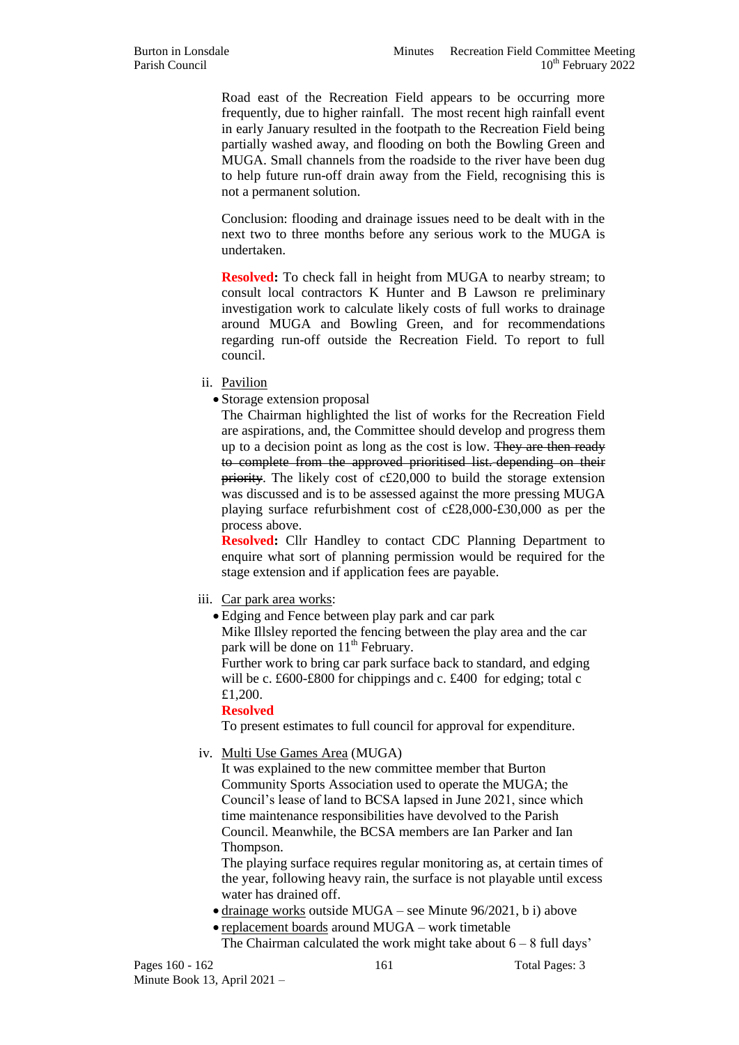Road east of the Recreation Field appears to be occurring more frequently, due to higher rainfall. The most recent high rainfall event in early January resulted in the footpath to the Recreation Field being partially washed away, and flooding on both the Bowling Green and MUGA. Small channels from the roadside to the river have been dug to help future run-off drain away from the Field, recognising this is not a permanent solution.

Conclusion: flooding and drainage issues need to be dealt with in the next two to three months before any serious work to the MUGA is undertaken.

**Resolved:** To check fall in height from MUGA to nearby stream; to consult local contractors K Hunter and B Lawson re preliminary investigation work to calculate likely costs of full works to drainage around MUGA and Bowling Green, and for recommendations regarding run-off outside the Recreation Field. To report to full council.

ii. Pavilion

- Storage extension proposal

The Chairman highlighted the list of works for the Recreation Field are aspirations, and, the Committee should develop and progress them up to a decision point as long as the cost is low. ~~They are then ready to complete from the approved prioritised list. depending on their priority~~. The likely cost of c£20,000 to build the storage extension was discussed and is to be assessed against the more pressing MUGA playing surface refurbishment cost of c£28,000-£30,000 as per the process above.

**Resolved:** Cllr Handley to contact CDC Planning Department to enquire what sort of planning permission would be required for the stage extension and if application fees are payable.

iii. Car park area works:

- Edging and Fence between play park and car park

Mike Illsley reported the fencing between the play area and the car park will be done on 11th February.

Further work to bring car park surface back to standard, and edging will be c. £600-£800 for chippings and c. £400 for edging; total c £1,200.

**Resolved**

To present estimates to full council for approval for expenditure.

iv. Multi Use Games Area (MUGA)

It was explained to the new committee member that Burton Community Sports Association used to operate the MUGA; the Council's lease of land to BCSA lapsed in June 2021, since which time maintenance responsibilities have devolved to the Parish Council. Meanwhile, the BCSA members are Ian Parker and Ian Thompson.

The playing surface requires regular monitoring as, at certain times of the year, following heavy rain, the surface is not playable until excess water has drained off.

- drainage works outside MUGA – see Minute 96/2021, b i) above
- replacement boards around MUGA – work timetable

The Chairman calculated the work might take about 6 – 8 full days'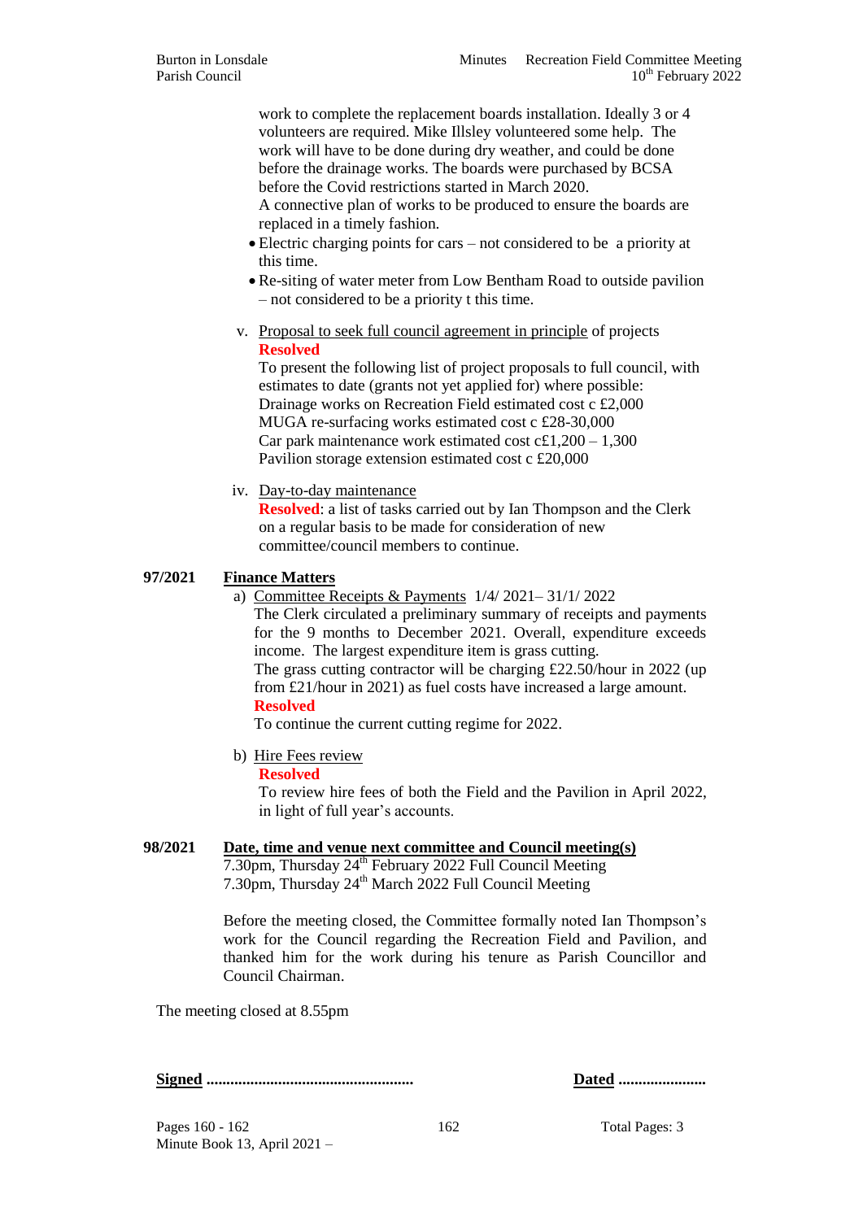work to complete the replacement boards installation. Ideally 3 or 4 volunteers are required. Mike Illsley volunteered some help. The work will have to be done during dry weather, and could be done before the drainage works. The boards were purchased by BCSA before the Covid restrictions started in March 2020.
A connective plan of works to be produced to ensure the boards are replaced in a timely fashion.

- Electric charging points for cars – not considered to be a priority at this time.
- Re-siting of water meter from Low Bentham Road to outside pavilion – not considered to be a priority t this time.

v. Proposal to seek full council agreement in principle of projects
**Resolved**
To present the following list of project proposals to full council, with estimates to date (grants not yet applied for) where possible:
Drainage works on Recreation Field estimated cost c £2,000
MUGA re-surfacing works estimated cost c £28-30,000
Car park maintenance work estimated cost c£1,200 – 1,300
Pavilion storage extension estimated cost c £20,000

iv. Day-to-day maintenance
**Resolved**: a list of tasks carried out by Ian Thompson and the Clerk on a regular basis to be made for consideration of new committee/council members to continue.

**97/2021 Finance Matters**

a) Committee Receipts & Payments 1/4/ 2021– 31/1/ 2022
The Clerk circulated a preliminary summary of receipts and payments for the 9 months to December 2021. Overall, expenditure exceeds income. The largest expenditure item is grass cutting.
The grass cutting contractor will be charging £22.50/hour in 2022 (up from £21/hour in 2021) as fuel costs have increased a large amount.
**Resolved**
To continue the current cutting regime for 2022.

b) Hire Fees review
**Resolved**
To review hire fees of both the Field and the Pavilion in April 2022, in light of full year's accounts.

**98/2021 Date, time and venue next committee and Council meeting(s)**

7.30pm, Thursday 24th February 2022 Full Council Meeting
7.30pm, Thursday 24th March 2022 Full Council Meeting

Before the meeting closed, the Committee formally noted Ian Thompson's work for the Council regarding the Recreation Field and Pavilion, and thanked him for the work during his tenure as Parish Councillor and Council Chairman.

The meeting closed at 8.55pm

**Signed** ................................................... **Dated** ......................

Pages 160 - 162
Minute Book 13, April 2021 –